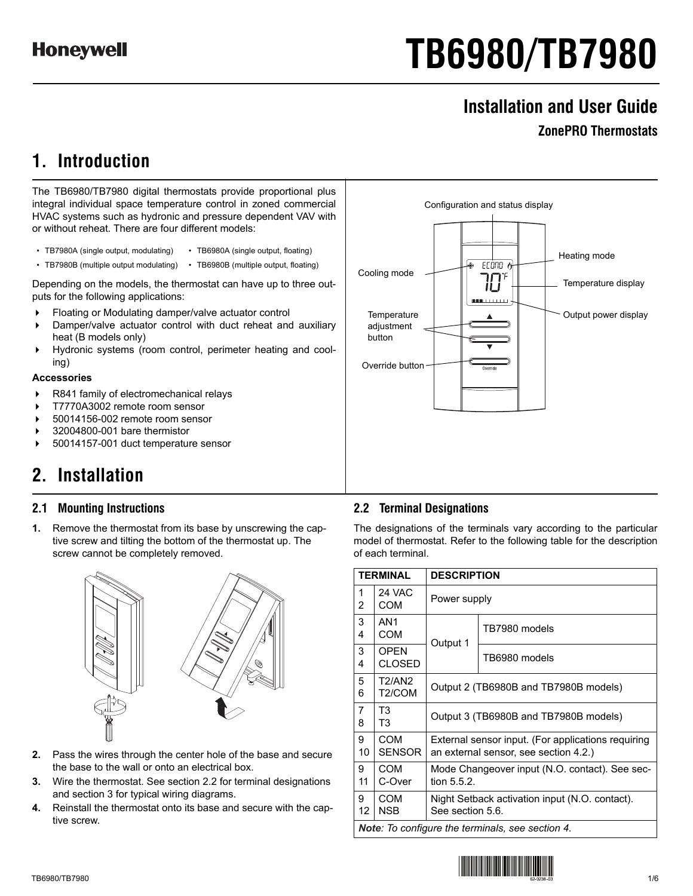**Honeywell**

# TB6980/TB7980

## Installation and User Guide

### ZonePRO Thermostats

## 1. Introduction

The TB6980/TB7980 digital thermostats provide proportional plus integral individual space temperature control in zoned commercial HVAC systems such as hydronic and pressure dependent VAV with or without reheat. There are four different models:

- TB7980A (single output, modulating)
- TB6980A (single output, floating)
- TB7980B (multiple output modulating)
- TB6980B (multiple output, floating)

Depending on the models, the thermostat can have up to three outputs for the following applications:

- Floating or Modulating damper/valve actuator control
- Damper/valve actuator control with duct reheat and auxiliary heat (B models only)
- Hydronic systems (room control, perimeter heating and cooling)

**Accessories**

- R841 family of electromechanical relays
- T7770A3002 remote room sensor
- 50014156-002 remote room sensor
- 32004800-001 bare thermistor
- 50014157-001 duct temperature sensor

Configuration and status display
Heating mode
Cooling mode
Temperature display
Temperature adjustment button
Output power display
Override button

## 2. Installation

### 2.1 Mounting Instructions

1. Remove the thermostat from its base by unscrewing the captive screw and tilting the bottom of the thermostat up. The screw cannot be completely removed.
2. Pass the wires through the center hole of the base and secure the base to the wall or onto an electrical box.
3. Wire the thermostat. See section 2.2 for terminal designations and section 3 for typical wiring diagrams.
4. Reinstall the thermostat onto its base and secure with the captive screw.

### 2.2 Terminal Designations

The designations of the terminals vary according to the particular model of thermostat. Refer to the following table for the description of each terminal.

| TERMINAL | | DESCRIPTION | |
|---|---|---|---|
| 1<br>2 | 24 VAC<br>COM | Power supply | |
| 3<br>4 | AN1<br>COM | Output 1 | TB7980 models |
| 3<br>4 | OPEN<br>CLOSED | | TB6980 models |
| 5<br>6 | T2/AN2<br>T2/COM | Output 2 (TB6980B and TB7980B models) | |
| 7<br>8 | T3<br>T3 | Output 3 (TB6980B and TB7980B models) | |
| 9<br>10 | COM<br>SENSOR | External sensor input. (For applications requiring an external sensor, see section 4.2.) | |
| 9<br>11 | COM<br>C-Over | Mode Changeover input (N.O. contact). See section 5.5.2. | |
| 9<br>12 | COM<br>NSB | Night Setback activation input (N.O. contact). See section 5.6. | |

***Note**: To configure the terminals, see section 4.*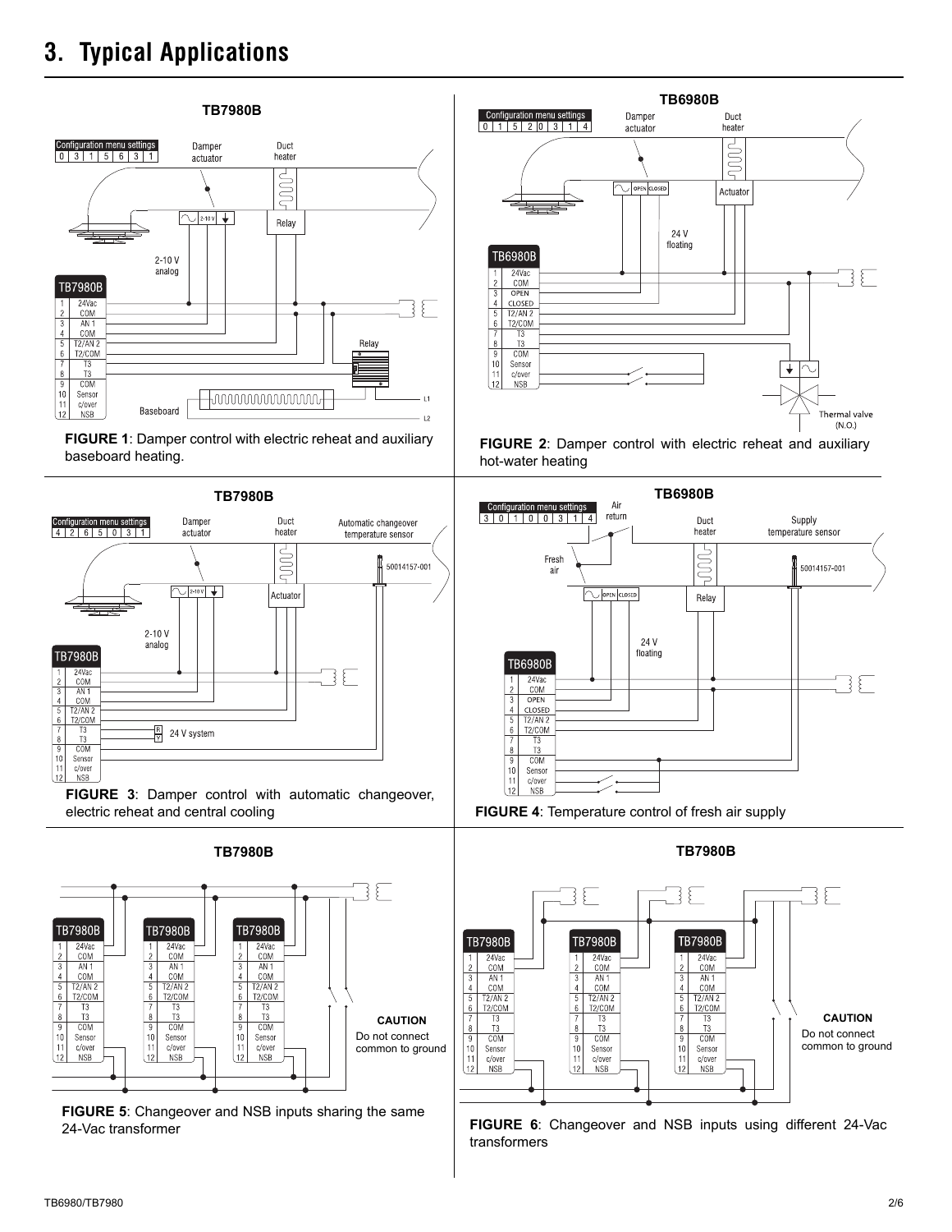## 3. Typical Applications

**FIGURE 1**: Damper control with electric reheat and auxiliary baseboard heating.

**FIGURE 2**: Damper control with electric reheat and auxiliary hot-water heating

**FIGURE 3**: Damper control with automatic changeover, electric reheat and central cooling

**FIGURE 4**: Temperature control of fresh air supply

**FIGURE 5**: Changeover and NSB inputs sharing the same 24-Vac transformer

**CAUTION**
Do not connect common to ground

**FIGURE 6**: Changeover and NSB inputs using different 24-Vac transformers

**CAUTION**
Do not connect common to ground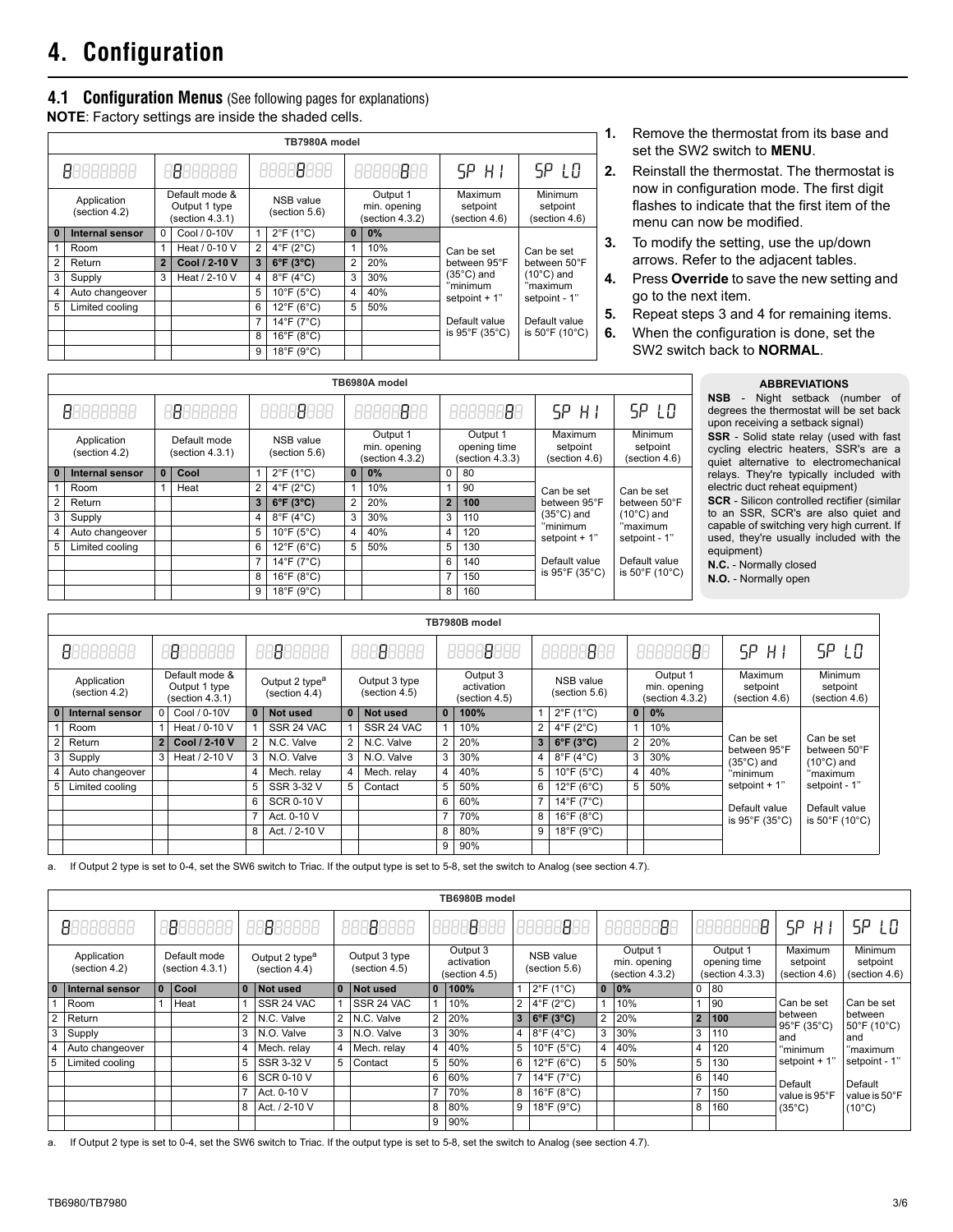# 4. Configuration

## 4.1 Configuration Menus (See following pages for explanations)

**NOTE**: Factory settings are inside the shaded cells.

**TB7980A model**

| 8888888 | | 8888888 | | 8888888 | | 8888888 | | SP HI | SP LO |
|---|---|---|---|---|---|---|---|---|---|
| Application (section 4.2) | | Default mode & Output 1 type (section 4.3.1) | | NSB value (section 5.6) | | Output 1 min. opening (section 4.3.2) | | Maximum setpoint (section 4.6) | Minimum setpoint (section 4.6) |
| **0** | **Internal sensor** | 0 | Cool / 0-10V | 1 | 2°F (1°C) | **0** | **0%** | | |
| 1 | Room | 1 | Heat / 0-10 V | 2 | 4°F (2°C) | 1 | 10% | Can be set between 95°F (35°C) and "minimum setpoint + 1" | Can be set between 50°F (10°C) and "maximum setpoint - 1" |
| 2 | Return | **2** | **Cool / 2-10 V** | **3** | **6°F (3°C)** | 2 | 20% | | |
| 3 | Supply | 3 | Heat / 2-10 V | 4 | 8°F (4°C) | 3 | 30% | | |
| 4 | Auto changeover | | | 5 | 10°F (5°C) | 4 | 40% | | |
| 5 | Limited cooling | | | 6 | 12°F (6°C) | 5 | 50% | Default value is 95°F (35°C) | Default value is 50°F (10°C) |
| | | | | 7 | 14°F (7°C) | | | | |
| | | | | 8 | 16°F (8°C) | | | | |
| | | | | 9 | 18°F (9°C) | | | | |

1. Remove the thermostat from its base and set the SW2 switch to **MENU**.
2. Reinstall the thermostat. The thermostat is now in configuration mode. The first digit flashes to indicate that the first item of the menu can now be modified.
3. To modify the setting, use the up/down arrows. Refer to the adjacent tables.
4. Press **Override** to save the new setting and go to the next item.
5. Repeat steps 3 and 4 for remaining items.
6. When the configuration is done, set the SW2 switch back to **NORMAL**.

**TB6980A model**

| 8888888 | | 8888888 | | 8888888 | | 8888888 | | 8888888 | | SP HI | SP LO |
|---|---|---|---|---|---|---|---|---|---|---|---|
| Application (section 4.2) | | Default mode (section 4.3.1) | | NSB value (section 5.6) | | Output 1 min. opening (section 4.3.2) | | Output 1 opening time (section 4.3.3) | | Maximum setpoint (section 4.6) | Minimum setpoint (section 4.6) |
| **0** | **Internal sensor** | **0** | **Cool** | 1 | 2°F (1°C) | **0** | **0%** | 0 | 80 | | |
| 1 | Room | 1 | Heat | 2 | 4°F (2°C) | 1 | 10% | 1 | 90 | Can be set between 95°F (35°C) and "minimum setpoint + 1" | Can be set between 50°F (10°C) and "maximum setpoint - 1" |
| 2 | Return | | | **3** | **6°F (3°C)** | 2 | 20% | **2** | **100** | | |
| 3 | Supply | | | 4 | 8°F (4°C) | 3 | 30% | 3 | 110 | | |
| 4 | Auto changeover | | | 5 | 10°F (5°C) | 4 | 40% | 4 | 120 | | |
| 5 | Limited cooling | | | 6 | 12°F (6°C) | 5 | 50% | 5 | 130 | Default value is 95°F (35°C) | Default value is 50°F (10°C) |
| | | | | 7 | 14°F (7°C) | | | 6 | 140 | | |
| | | | | 8 | 16°F (8°C) | | | 7 | 150 | | |
| | | | | 9 | 18°F (9°C) | | | 8 | 160 | | |

**ABBREVIATIONS**

**NSB** - Night setback (number of degrees the thermostat will be set back upon receiving a setback signal)

**SSR** - Solid state relay (used with fast cycling electric heaters, SSR's are a quiet alternative to electromechanical relays. They're typically included with electric duct reheat equipment)

**SCR** - Silicon controlled rectifier (similar to an SSR, SCR's are also quiet and capable of switching very high current. If used, they're usually included with the equipment)

**N.C.** - Normally closed

**N.O.** - Normally open

**TB7980B model**

| 8888888 | | 8888888 | | 8888888 | | 8888888 | | 8888888 | | 8888888 | | 8888888 | | SP HI | SP LO |
|---|---|---|---|---|---|---|---|---|---|---|---|---|---|---|---|
| Application (section 4.2) | | Default mode & Output 1 type (section 4.3.1) | | Output 2 type[a] (section 4.4) | | Output 3 type (section 4.5) | | Output 3 activation (section 4.5) | | NSB value (section 5.6) | | Output 1 min. opening (section 4.3.2) | | Maximum setpoint (section 4.6) | Minimum setpoint (section 4.6) |
| **0** | **Internal sensor** | 0 | Cool / 0-10V | **0** | **Not used** | **0** | **Not used** | **0** | **100%** | 1 | 2°F (1°C) | **0** | **0%** | | |
| 1 | Room | 1 | Heat / 0-10 V | 1 | SSR 24 VAC | 1 | SSR 24 VAC | 1 | 10% | 2 | 4°F (2°C) | 1 | 10% | Can be set between 95°F (35°C) and "minimum setpoint + 1" | Can be set between 50°F (10°C) and "maximum setpoint - 1" |
| 2 | Return | **2** | **Cool / 2-10 V** | 2 | N.C. Valve | 2 | N.C. Valve | 2 | 20% | **3** | **6°F (3°C)** | 2 | 20% | | |
| 3 | Supply | 3 | Heat / 2-10 V | 3 | N.O. Valve | 3 | N.O. Valve | 3 | 30% | 4 | 8°F (4°C) | 3 | 30% | | |
| 4 | Auto changeover | | | 4 | Mech. relay | 4 | Mech. relay | 4 | 40% | 5 | 10°F (5°C) | 4 | 40% | | |
| 5 | Limited cooling | | | 5 | SSR 3-32 V | 5 | Contact | 5 | 50% | 6 | 12°F (6°C) | 5 | 50% | Default value is 95°F (35°C) | Default value is 50°F (10°C) |
| | | | | 6 | SCR 0-10 V | | | 6 | 60% | 7 | 14°F (7°C) | | | | |
| | | | | 7 | Act. 0-10 V | | | 7 | 70% | 8 | 16°F (8°C) | | | | |
| | | | | 8 | Act. / 2-10 V | | | 8 | 80% | 9 | 18°F (9°C) | | | | |
| | | | | | | | | 9 | 90% | | | | | | |

a. If Output 2 type is set to 0-4, set the SW6 switch to Triac. If the output type is set to 5-8, set the switch to Analog (see section 4.7).

**TB6980B model**

| 8888888 | | 8888888 | | 8888888 | | 8888888 | | 8888888 | | 8888888 | | 8888888 | | 8888888 | | SP HI | SP LO |
|---|---|---|---|---|---|---|---|---|---|---|---|---|---|---|---|---|---|
| Application (section 4.2) | | Default mode (section 4.3.1) | | Output 2 type[a] (section 4.4) | | Output 3 type (section 4.5) | | Output 3 activation (section 4.5) | | NSB value (section 5.6) | | Output 1 min. opening (section 4.3.2) | | Output 1 opening time (section 4.3.3) | | Maximum setpoint (section 4.6) | Minimum setpoint (section 4.6) |
| **0** | **Internal sensor** | **0** | **Cool** | **0** | **Not used** | **0** | **Not used** | **0** | **100%** | 1 | 2°F (1°C) | **0** | **0%** | 0 | 80 | | |
| 1 | Room | 1 | Heat | 1 | SSR 24 VAC | 1 | SSR 24 VAC | 1 | 10% | 2 | 4°F (2°C) | 1 | 10% | 1 | 90 | Can be set between 95°F (35°C) and "minimum setpoint + 1" | Can be set between 50°F (10°C) and "maximum setpoint - 1" |
| 2 | Return | | | 2 | N.C. Valve | 2 | N.C. Valve | 2 | 20% | **3** | **6°F (3°C)** | 2 | 20% | **2** | **100** | | |
| 3 | Supply | | | 3 | N.O. Valve | 3 | N.O. Valve | 3 | 30% | 4 | 8°F (4°C) | 3 | 30% | 3 | 110 | | |
| 4 | Auto changeover | | | 4 | Mech. relay | 4 | Mech. relay | 4 | 40% | 5 | 10°F (5°C) | 4 | 40% | 4 | 120 | | |
| 5 | Limited cooling | | | 5 | SSR 3-32 V | 5 | Contact | 5 | 50% | 6 | 12°F (6°C) | 5 | 50% | 5 | 130 | Default value is 95°F (35°C) | Default value is 50°F (10°C) |
| | | | | 6 | SCR 0-10 V | | | 6 | 60% | 7 | 14°F (7°C) | | | 6 | 140 | | |
| | | | | 7 | Act. 0-10 V | | | 7 | 70% | 8 | 16°F (8°C) | | | 7 | 150 | | |
| | | | | 8 | Act. / 2-10 V | | | 8 | 80% | 9 | 18°F (9°C) | | | 8 | 160 | | |
| | | | | | | | | 9 | 90% | | | | | | | | |

a. If Output 2 type is set to 0-4, set the SW6 switch to Triac. If the output type is set to 5-8, set the switch to Analog (see section 4.7).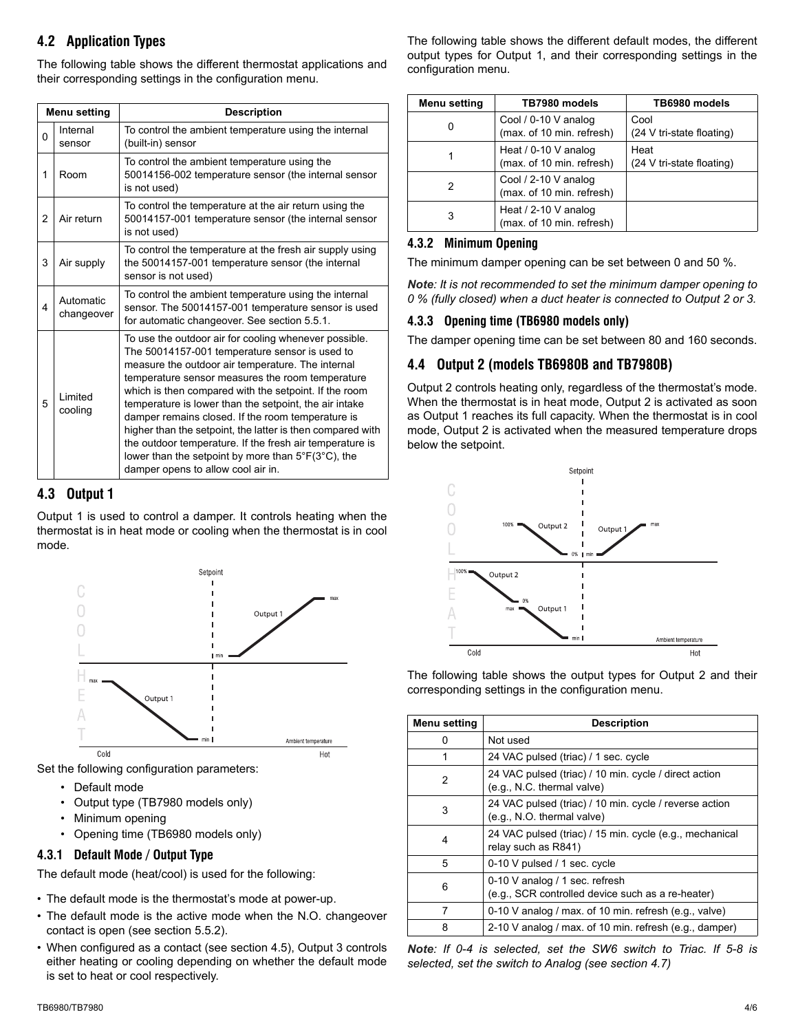## 4.2 Application Types

The following table shows the different thermostat applications and their corresponding settings in the configuration menu.

| Menu setting | | Description |
|---|---|---|
| 0 | Internal sensor | To control the ambient temperature using the internal (built-in) sensor |
| 1 | Room | To control the ambient temperature using the 50014156-002 temperature sensor (the internal sensor is not used) |
| 2 | Air return | To control the temperature at the air return using the 50014157-001 temperature sensor (the internal sensor is not used) |
| 3 | Air supply | To control the temperature at the fresh air supply using the 50014157-001 temperature sensor (the internal sensor is not used) |
| 4 | Automatic changeover | To control the ambient temperature using the internal sensor. The 50014157-001 temperature sensor is used for automatic changeover. See section 5.5.1. |
| 5 | Limited cooling | To use the outdoor air for cooling whenever possible. The 50014157-001 temperature sensor is used to measure the outdoor air temperature. The internal temperature sensor measures the room temperature which is then compared with the setpoint. If the room temperature is lower than the setpoint, the air intake damper remains closed. If the room temperature is higher than the setpoint, the latter is then compared with the outdoor temperature. If the fresh air temperature is lower than the setpoint by more than 5°F(3°C), the damper opens to allow cool air in. |

## 4.3 Output 1

Output 1 is used to control a damper. It controls heating when the thermostat is in heat mode or cooling when the thermostat is in cool mode.

Set the following configuration parameters:

- Default mode
- Output type (TB7980 models only)
- Minimum opening
- Opening time (TB6980 models only)

### 4.3.1 Default Mode / Output Type

The default mode (heat/cool) is used for the following:

- The default mode is the thermostat's mode at power-up.
- The default mode is the active mode when the N.O. changeover contact is open (see section 5.5.2).
- When configured as a contact (see section 4.5), Output 3 controls either heating or cooling depending on whether the default mode is set to heat or cool respectively.

The following table shows the different default modes, the different output types for Output 1, and their corresponding settings in the configuration menu.

| Menu setting | TB7980 models | TB6980 models |
|---|---|---|
| 0 | Cool / 0-10 V analog (max. of 10 min. refresh) | Cool (24 V tri-state floating) |
| 1 | Heat / 0-10 V analog (max. of 10 min. refresh) | Heat (24 V tri-state floating) |
| 2 | Cool / 2-10 V analog (max. of 10 min. refresh) | |
| 3 | Heat / 2-10 V analog (max. of 10 min. refresh) | |

### 4.3.2 Minimum Opening

The minimum damper opening can be set between 0 and 50 %.

***Note**: It is not recommended to set the minimum damper opening to 0 % (fully closed) when a duct heater is connected to Output 2 or 3.*

### 4.3.3 Opening time (TB6980 models only)

The damper opening time can be set between 80 and 160 seconds.

## 4.4 Output 2 (models TB6980B and TB7980B)

Output 2 controls heating only, regardless of the thermostat's mode. When the thermostat is in heat mode, Output 2 is activated as soon as Output 1 reaches its full capacity. When the thermostat is in cool mode, Output 2 is activated when the measured temperature drops below the setpoint.

The following table shows the output types for Output 2 and their corresponding settings in the configuration menu.

| Menu setting | Description |
|---|---|
| 0 | Not used |
| 1 | 24 VAC pulsed (triac) / 1 sec. cycle |
| 2 | 24 VAC pulsed (triac) / 10 min. cycle / direct action (e.g., N.C. thermal valve) |
| 3 | 24 VAC pulsed (triac) / 10 min. cycle / reverse action (e.g., N.O. thermal valve) |
| 4 | 24 VAC pulsed (triac) / 15 min. cycle (e.g., mechanical relay such as R841) |
| 5 | 0-10 V pulsed / 1 sec. cycle |
| 6 | 0-10 V analog / 1 sec. refresh (e.g., SCR controlled device such as a re-heater) |
| 7 | 0-10 V analog / max. of 10 min. refresh (e.g., valve) |
| 8 | 2-10 V analog / max. of 10 min. refresh (e.g., damper) |

***Note**: If 0-4 is selected, set the SW6 switch to Triac. If 5-8 is selected, set the switch to Analog (see section 4.7)*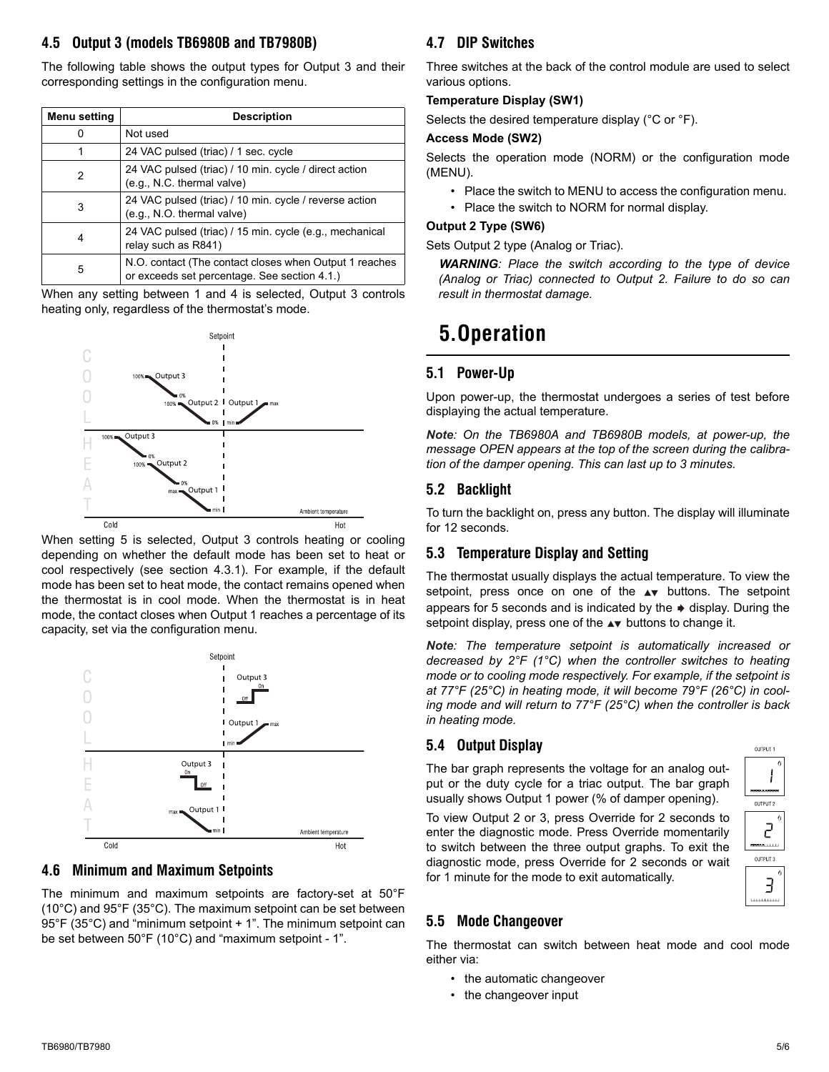### 4.5 Output 3 (models TB6980B and TB7980B)

The following table shows the output types for Output 3 and their corresponding settings in the configuration menu.

| Menu setting | Description |
|---|---|
| 0 | Not used |
| 1 | 24 VAC pulsed (triac) / 1 sec. cycle |
| 2 | 24 VAC pulsed (triac) / 10 min. cycle / direct action (e.g., N.C. thermal valve) |
| 3 | 24 VAC pulsed (triac) / 10 min. cycle / reverse action (e.g., N.O. thermal valve) |
| 4 | 24 VAC pulsed (triac) / 15 min. cycle (e.g., mechanical relay such as R841) |
| 5 | N.O. contact (The contact closes when Output 1 reaches or exceeds set percentage. See section 4.1.) |

When any setting between 1 and 4 is selected, Output 3 controls heating only, regardless of the thermostat's mode.

When setting 5 is selected, Output 3 controls heating or cooling depending on whether the default mode has been set to heat or cool respectively (see section 4.3.1). For example, if the default mode has been set to heat mode, the contact remains opened when the thermostat is in cool mode. When the thermostat is in heat mode, the contact closes when Output 1 reaches a percentage of its capacity, set via the configuration menu.

### 4.6 Minimum and Maximum Setpoints

The minimum and maximum setpoints are factory-set at 50°F (10°C) and 95°F (35°C). The maximum setpoint can be set between 95°F (35°C) and "minimum setpoint + 1". The minimum setpoint can be set between 50°F (10°C) and "maximum setpoint - 1".

### 4.7 DIP Switches

Three switches at the back of the control module are used to select various options.

**Temperature Display (SW1)**

Selects the desired temperature display (°C or °F).

**Access Mode (SW2)**

Selects the operation mode (NORM) or the configuration mode (MENU).

- Place the switch to MENU to access the configuration menu.
- Place the switch to NORM for normal display.

**Output 2 Type (SW6)**

Sets Output 2 type (Analog or Triac).

***WARNING**: Place the switch according to the type of device (Analog or Triac) connected to Output 2. Failure to do so can result in thermostat damage.*

## 5. Operation

### 5.1 Power-Up

Upon power-up, the thermostat undergoes a series of test before displaying the actual temperature.

***Note**: On the TB6980A and TB6980B models, at power-up, the message OPEN appears at the top of the screen during the calibration of the damper opening. This can last up to 3 minutes.*

### 5.2 Backlight

To turn the backlight on, press any button. The display will illuminate for 12 seconds.

### 5.3 Temperature Display and Setting

The thermostat usually displays the actual temperature. To view the setpoint, press once on one of the ▲▼ buttons. The setpoint appears for 5 seconds and is indicated by the ➧ display. During the setpoint display, press one of the ▲▼ buttons to change it.

***Note**: The temperature setpoint is automatically increased or decreased by 2°F (1°C) when the controller switches to heating mode or to cooling mode respectively. For example, if the setpoint is at 77°F (25°C) in heating mode, it will become 79°F (26°C) in cooling mode and will return to 77°F (25°C) when the controller is back in heating mode.*

### 5.4 Output Display

The bar graph represents the voltage for an analog output or the duty cycle for a triac output. The bar graph usually shows Output 1 power (% of damper opening).

To view Output 2 or 3, press Override for 2 seconds to enter the diagnostic mode. Press Override momentarily to switch between the three output graphs. To exit the diagnostic mode, press Override for 2 seconds or wait for 1 minute for the mode to exit automatically.

### 5.5 Mode Changeover

The thermostat can switch between heat mode and cool mode either via:

- the automatic changeover
- the changeover input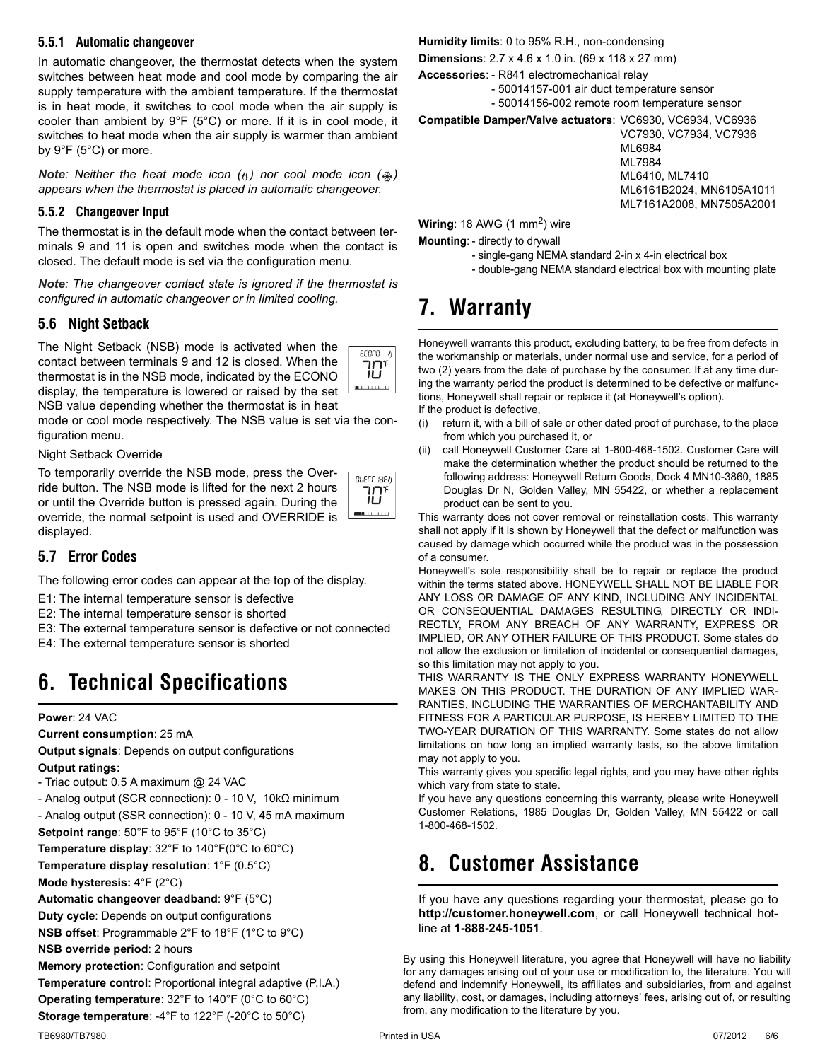### 5.5.1 Automatic changeover

In automatic changeover, the thermostat detects when the system switches between heat mode and cool mode by comparing the air supply temperature with the ambient temperature. If the thermostat is in heat mode, it switches to cool mode when the air supply is cooler than ambient by 9°F (5°C) or more. If it is in cool mode, it switches to heat mode when the air supply is warmer than ambient by 9°F (5°C) or more.

***Note**: Neither the heat mode icon (🔥) nor cool mode icon (❄) appears when the thermostat is placed in automatic changeover.*

### 5.5.2 Changeover Input

The thermostat is in the default mode when the contact between terminals 9 and 11 is open and switches mode when the contact is closed. The default mode is set via the configuration menu.

***Note**: The changeover contact state is ignored if the thermostat is configured in automatic changeover or in limited cooling.*

## 5.6 Night Setback

The Night Setback (NSB) mode is activated when the contact between terminals 9 and 12 is closed. When the thermostat is in the NSB mode, indicated by the ECONO display, the temperature is lowered or raised by the set NSB value depending whether the thermostat is in heat mode or cool mode respectively. The NSB value is set via the configuration menu.

Night Setback Override

To temporarily override the NSB mode, press the Override button. The NSB mode is lifted for the next 2 hours or until the Override button is pressed again. During the override, the normal setpoint is used and OVERRIDE is displayed.

## 5.7 Error Codes

The following error codes can appear at the top of the display.

E1: The internal temperature sensor is defective
E2: The internal temperature sensor is shorted
E3: The external temperature sensor is defective or not connected
E4: The external temperature sensor is shorted

# 6. Technical Specifications

**Power**: 24 VAC

**Current consumption**: 25 mA

**Output signals**: Depends on output configurations

**Output ratings:**
- Triac output: 0.5 A maximum @ 24 VAC
- Analog output (SCR connection): 0 - 10 V, 10kΩ minimum
- Analog output (SSR connection): 0 - 10 V, 45 mA maximum

**Setpoint range**: 50°F to 95°F (10°C to 35°C)

**Temperature display**: 32°F to 140°F(0°C to 60°C)

**Temperature display resolution**: 1°F (0.5°C)

**Mode hysteresis:** 4°F (2°C)

**Automatic changeover deadband**: 9°F (5°C)

**Duty cycle**: Depends on output configurations

**NSB offset**: Programmable 2°F to 18°F (1°C to 9°C)

**NSB override period**: 2 hours

**Memory protection**: Configuration and setpoint

**Temperature control**: Proportional integral adaptive (P.I.A.)

**Operating temperature**: 32°F to 140°F (0°C to 60°C)

**Storage temperature**: -4°F to 122°F (-20°C to 50°C)

**Humidity limits**: 0 to 95% R.H., non-condensing

**Dimensions**: 2.7 x 4.6 x 1.0 in. (69 x 118 x 27 mm)

**Accessories**:
- R841 electromechanical relay
- 50014157-001 air duct temperature sensor
- 50014156-002 remote room temperature sensor

**Compatible Damper/Valve actuators**: VC6930, VC6934, VC6936
VC7930, VC7934, VC7936
ML6984
ML7984
ML6410, ML7410
ML6161B2024, MN6105A1011
ML7161A2008, MN7505A2001

**Wiring**: 18 AWG (1 mm$^2$) wire

**Mounting**:
- directly to drywall
- single-gang NEMA standard 2-in x 4-in electrical box
- double-gang NEMA standard electrical box with mounting plate

# 7. Warranty

Honeywell warrants this product, excluding battery, to be free from defects in the workmanship or materials, under normal use and service, for a period of two (2) years from the date of purchase by the consumer. If at any time during the warranty period the product is determined to be defective or malfunctions, Honeywell shall repair or replace it (at Honeywell's option).

If the product is defective,

(i) return it, with a bill of sale or other dated proof of purchase, to the place from which you purchased it, or

(ii) call Honeywell Customer Care at 1-800-468-1502. Customer Care will make the determination whether the product should be returned to the following address: Honeywell Return Goods, Dock 4 MN10-3860, 1885 Douglas Dr N, Golden Valley, MN 55422, or whether a replacement product can be sent to you.

This warranty does not cover removal or reinstallation costs. This warranty shall not apply if it is shown by Honeywell that the defect or malfunction was caused by damage which occurred while the product was in the possession of a consumer.

Honeywell's sole responsibility shall be to repair or replace the product within the terms stated above. HONEYWELL SHALL NOT BE LIABLE FOR ANY LOSS OR DAMAGE OF ANY KIND, INCLUDING ANY INCIDENTAL OR CONSEQUENTIAL DAMAGES RESULTING, DIRECTLY OR INDIRECTLY, FROM ANY BREACH OF ANY WARRANTY, EXPRESS OR IMPLIED, OR ANY OTHER FAILURE OF THIS PRODUCT. Some states do not allow the exclusion or limitation of incidental or consequential damages, so this limitation may not apply to you.

THIS WARRANTY IS THE ONLY EXPRESS WARRANTY HONEYWELL MAKES ON THIS PRODUCT. THE DURATION OF ANY IMPLIED WARRANTIES, INCLUDING THE WARRANTIES OF MERCHANTABILITY AND FITNESS FOR A PARTICULAR PURPOSE, IS HEREBY LIMITED TO THE TWO-YEAR DURATION OF THIS WARRANTY. Some states do not allow limitations on how long an implied warranty lasts, so the above limitation may not apply to you.

This warranty gives you specific legal rights, and you may have other rights which vary from state to state.

If you have any questions concerning this warranty, please write Honeywell Customer Relations, 1985 Douglas Dr, Golden Valley, MN 55422 or call 1-800-468-1502.

# 8. Customer Assistance

If you have any questions regarding your thermostat, please go to **http://customer.honeywell.com**, or call Honeywell technical hotline at **1-888-245-1051**.

By using this Honeywell literature, you agree that Honeywell will have no liability for any damages arising out of your use or modification to, the literature. You will defend and indemnify Honeywell, its affiliates and subsidiaries, from and against any liability, cost, or damages, including attorneys' fees, arising out of, or resulting from, any modification to the literature by you.

TB6980/TB7980 Printed in USA 07/2012